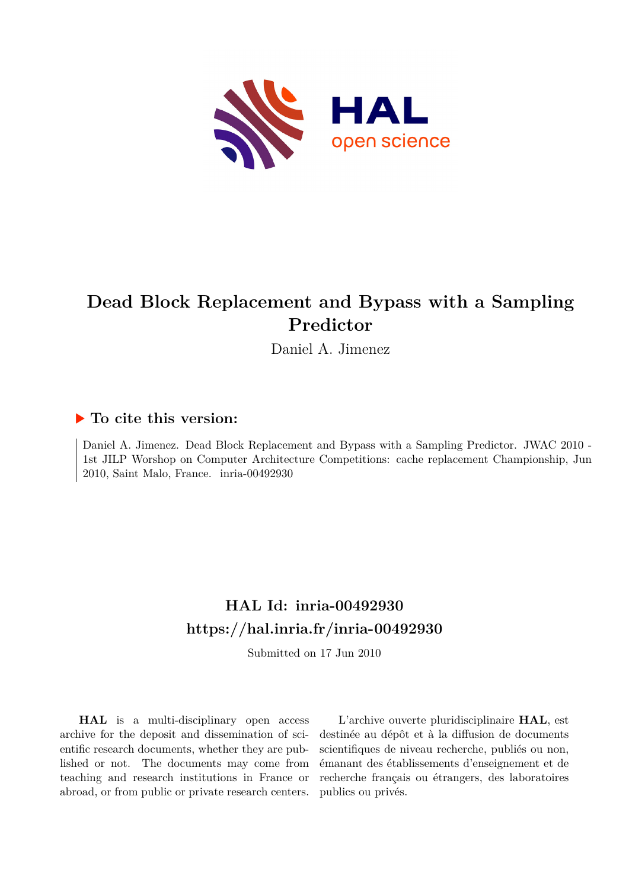# Dead Block Replacement and Bypass with a Sampling Predictor

Daniel A. Jimenez

## ▶ To cite this version:

Daniel A. Jimenez. Dead Block Replacement and Bypass with a Sampling Predictor. JWAC 2010 - 1st JILP Worshop on Computer Architecture Competitions: cache replacement Championship, Jun 2010, Saint Malo, France. inria-00492930

## HAL Id: inria-00492930

## https://hal.inria.fr/inria-00492930

Submitted on 17 Jun 2010

**HAL** is a multi-disciplinary open access archive for the deposit and dissemination of scientific research documents, whether they are published or not. The documents may come from teaching and research institutions in France or abroad, or from public or private research centers.

L'archive ouverte pluridisciplinaire **HAL**, est destinée au dépôt et à la diffusion de documents scientifiques de niveau recherche, publiés ou non, émanant des établissements d'enseignement et de recherche français ou étrangers, des laboratoires publics ou privés.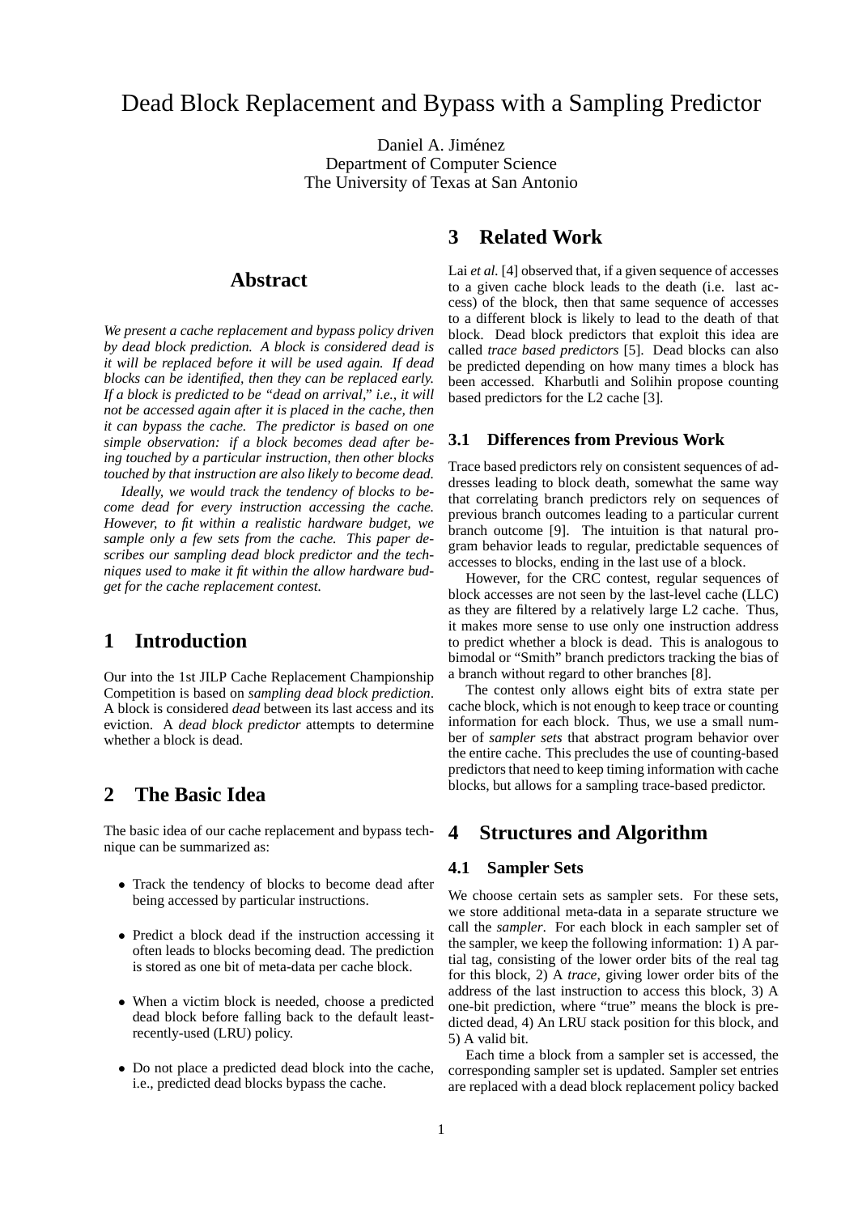# Dead Block Replacement and Bypass with a Sampling Predictor

Daniel A. Jiménez
Department of Computer Science
The University of Texas at San Antonio

## Abstract

*We present a cache replacement and bypass policy driven by dead block prediction. A block is considered dead is it will be replaced before it will be used again. If dead blocks can be identified, then they can be replaced early. If a block is predicted to be "dead on arrival," i.e., it will not be accessed again after it is placed in the cache, then it can bypass the cache. The predictor is based on one simple observation: if a block becomes dead after being touched by a particular instruction, then other blocks touched by that instruction are also likely to become dead.*

*Ideally, we would track the tendency of blocks to become dead for every instruction accessing the cache. However, to fit within a realistic hardware budget, we sample only a few sets from the cache. This paper describes our sampling dead block predictor and the techniques used to make it fit within the allow hardware budget for the cache replacement contest.*

## 1 Introduction

Our into the 1st JILP Cache Replacement Championship Competition is based on *sampling dead block prediction*. A block is considered *dead* between its last access and its eviction. A *dead block predictor* attempts to determine whether a block is dead.

## 2 The Basic Idea

The basic idea of our cache replacement and bypass technique can be summarized as:

- Track the tendency of blocks to become dead after being accessed by particular instructions.
- Predict a block dead if the instruction accessing it often leads to blocks becoming dead. The prediction is stored as one bit of meta-data per cache block.
- When a victim block is needed, choose a predicted dead block before falling back to the default least-recently-used (LRU) policy.
- Do not place a predicted dead block into the cache, i.e., predicted dead blocks bypass the cache.

## 3 Related Work

Lai *et al.* [4] observed that, if a given sequence of accesses to a given cache block leads to the death (i.e. last access) of the block, then that same sequence of accesses to a different block is likely to lead to the death of that block. Dead block predictors that exploit this idea are called *trace based predictors* [5]. Dead blocks can also be predicted depending on how many times a block has been accessed. Kharbutli and Solihin propose counting based predictors for the L2 cache [3].

### 3.1 Differences from Previous Work

Trace based predictors rely on consistent sequences of addresses leading to block death, somewhat the same way that correlating branch predictors rely on sequences of previous branch outcomes leading to a particular current branch outcome [9]. The intuition is that natural program behavior leads to regular, predictable sequences of accesses to blocks, ending in the last use of a block.

However, for the CRC contest, regular sequences of block accesses are not seen by the last-level cache (LLC) as they are filtered by a relatively large L2 cache. Thus, it makes more sense to use only one instruction address to predict whether a block is dead. This is analogous to bimodal or "Smith" branch predictors tracking the bias of a branch without regard to other branches [8].

The contest only allows eight bits of extra state per cache block, which is not enough to keep trace or counting information for each block. Thus, we use a small number of *sampler sets* that abstract program behavior over the entire cache. This precludes the use of counting-based predictors that need to keep timing information with cache blocks, but allows for a sampling trace-based predictor.

## 4 Structures and Algorithm

### 4.1 Sampler Sets

We choose certain sets as sampler sets. For these sets, we store additional meta-data in a separate structure we call the *sampler*. For each block in each sampler set of the sampler, we keep the following information: 1) A partial tag, consisting of the lower order bits of the real tag for this block, 2) A *trace*, giving lower order bits of the address of the last instruction to access this block, 3) A one-bit prediction, where "true" means the block is predicted dead, 4) An LRU stack position for this block, and 5) A valid bit.

Each time a block from a sampler set is accessed, the corresponding sampler set is updated. Sampler set entries are replaced with a dead block replacement policy backed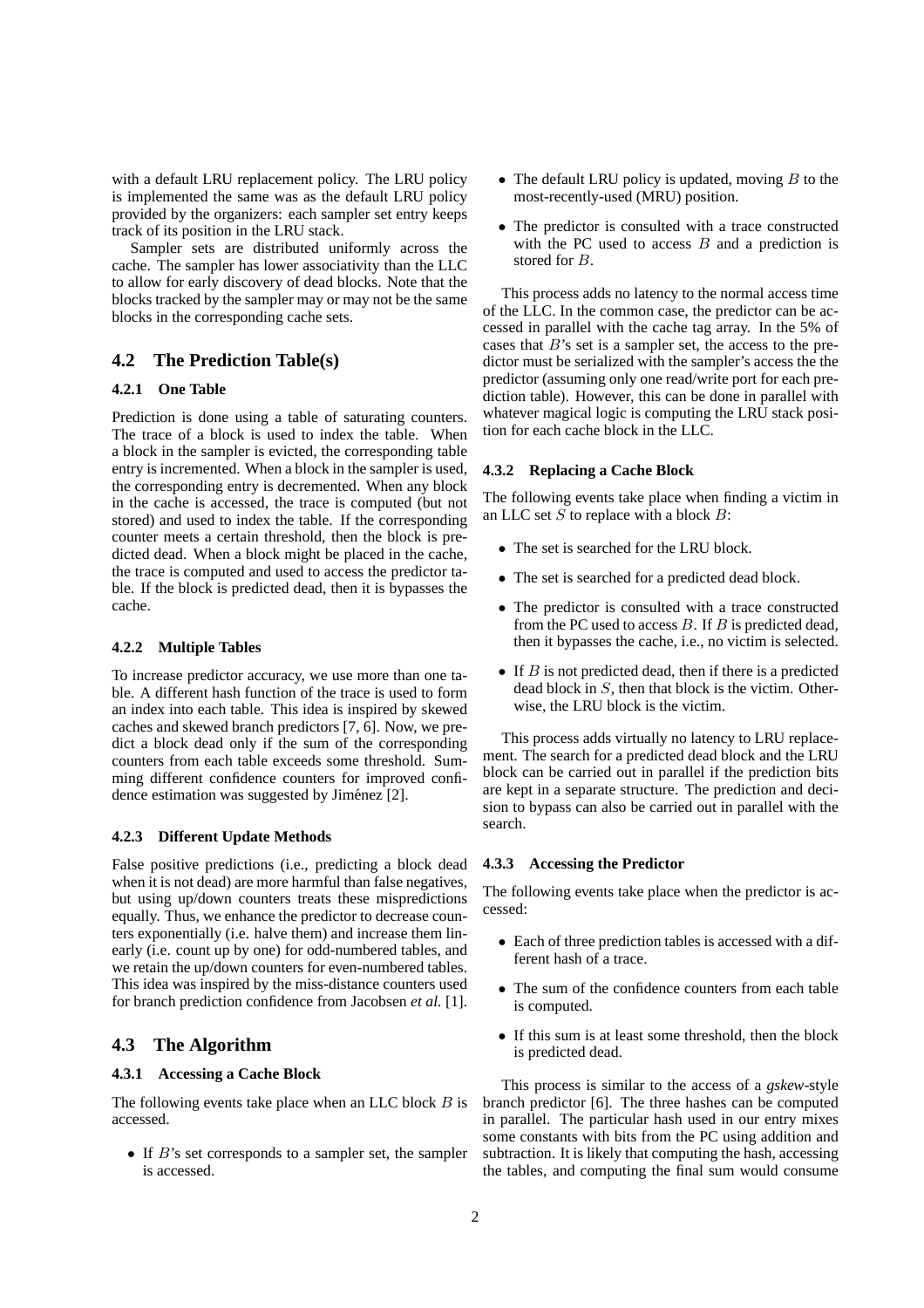with a default LRU replacement policy. The LRU policy is implemented the same was as the default LRU policy provided by the organizers: each sampler set entry keeps track of its position in the LRU stack.

Sampler sets are distributed uniformly across the cache. The sampler has lower associativity than the LLC to allow for early discovery of dead blocks. Note that the blocks tracked by the sampler may or may not be the same blocks in the corresponding cache sets.

## 4.2 The Prediction Table(s)

### 4.2.1 One Table

Prediction is done using a table of saturating counters. The trace of a block is used to index the table. When a block in the sampler is evicted, the corresponding table entry is incremented. When a block in the sampler is used, the corresponding entry is decremented. When any block in the cache is accessed, the trace is computed (but not stored) and used to index the table. If the corresponding counter meets a certain threshold, then the block is predicted dead. When a block might be placed in the cache, the trace is computed and used to access the predictor table. If the block is predicted dead, then it is bypasses the cache.

### 4.2.2 Multiple Tables

To increase predictor accuracy, we use more than one table. A different hash function of the trace is used to form an index into each table. This idea is inspired by skewed caches and skewed branch predictors [7, 6]. Now, we predict a block dead only if the sum of the corresponding counters from each table exceeds some threshold. Summing different confidence counters for improved confidence estimation was suggested by Jiménez [2].

### 4.2.3 Different Update Methods

False positive predictions (i.e., predicting a block dead when it is not dead) are more harmful than false negatives, but using up/down counters treats these mispredictions equally. Thus, we enhance the predictor to decrease counters exponentially (i.e. halve them) and increase them linearly (i.e. count up by one) for odd-numbered tables, and we retain the up/down counters for even-numbered tables. This idea was inspired by the miss-distance counters used for branch prediction confidence from Jacobsen *et al.* [1].

## 4.3 The Algorithm

### 4.3.1 Accessing a Cache Block

The following events take place when an LLC block $B$ is accessed.

- If $B$'s set corresponds to a sampler set, the sampler is accessed.
- The default LRU policy is updated, moving $B$ to the most-recently-used (MRU) position.
- The predictor is consulted with a trace constructed with the PC used to access $B$ and a prediction is stored for $B$.

This process adds no latency to the normal access time of the LLC. In the common case, the predictor can be accessed in parallel with the cache tag array. In the 5% of cases that $B$'s set is a sampler set, the access to the predictor must be serialized with the sampler's access the the predictor (assuming only one read/write port for each prediction table). However, this can be done in parallel with whatever magical logic is computing the LRU stack position for each cache block in the LLC.

### 4.3.2 Replacing a Cache Block

The following events take place when finding a victim in an LLC set $S$ to replace with a block $B$:

- The set is searched for the LRU block.
- The set is searched for a predicted dead block.
- The predictor is consulted with a trace constructed from the PC used to access $B$. If $B$ is predicted dead, then it bypasses the cache, i.e., no victim is selected.
- If $B$ is not predicted dead, then if there is a predicted dead block in $S$, then that block is the victim. Otherwise, the LRU block is the victim.

This process adds virtually no latency to LRU replacement. The search for a predicted dead block and the LRU block can be carried out in parallel if the prediction bits are kept in a separate structure. The prediction and decision to bypass can also be carried out in parallel with the search.

### 4.3.3 Accessing the Predictor

The following events take place when the predictor is accessed:

- Each of three prediction tables is accessed with a different hash of a trace.
- The sum of the confidence counters from each table is computed.
- If this sum is at least some threshold, then the block is predicted dead.

This process is similar to the access of a *gskew*-style branch predictor [6]. The three hashes can be computed in parallel. The particular hash used in our entry mixes some constants with bits from the PC using addition and subtraction. It is likely that computing the hash, accessing the tables, and computing the final sum would consume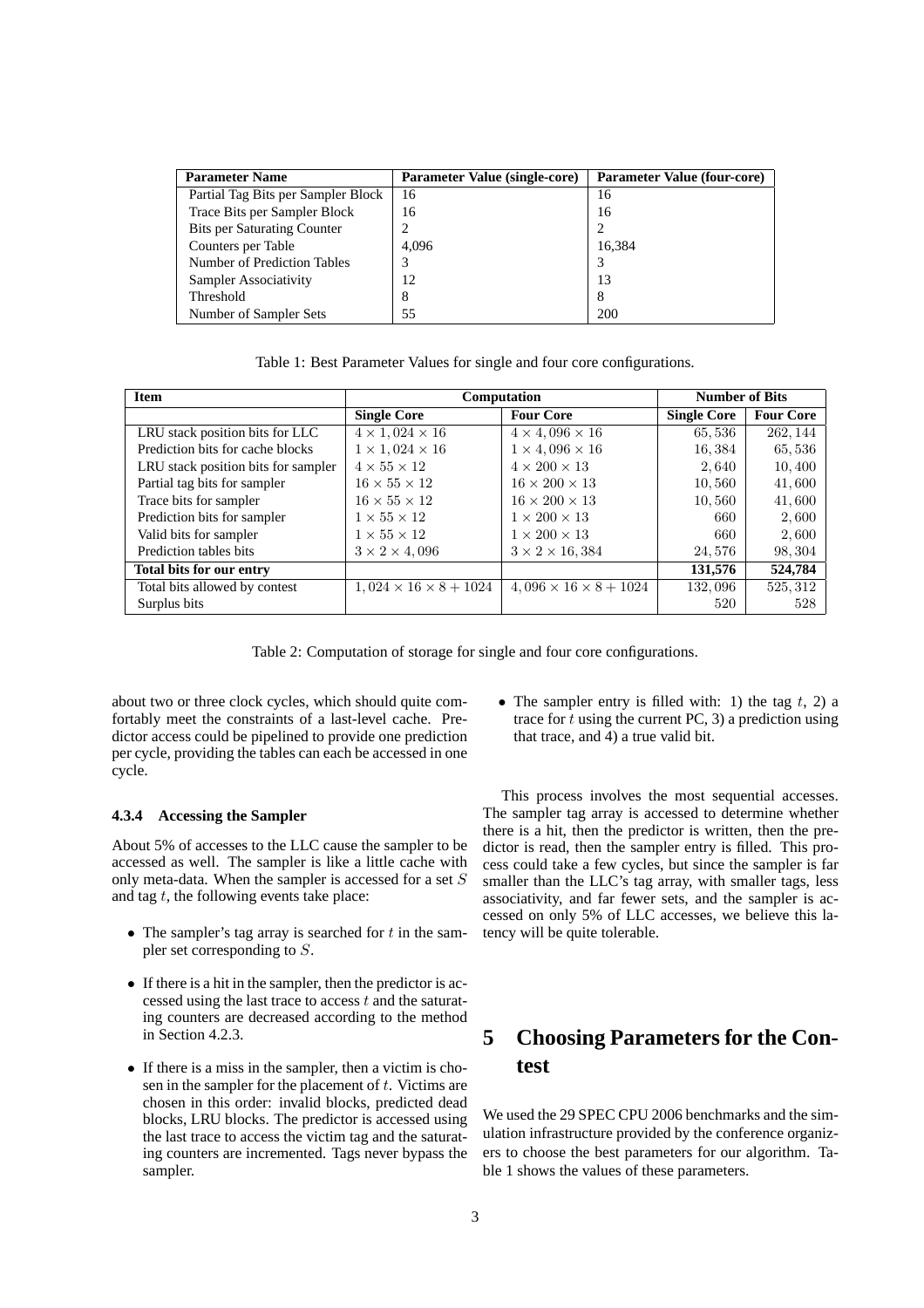| Parameter Name | Parameter Value (single-core) | Parameter Value (four-core) |
| --- | --- | --- |
| Partial Tag Bits per Sampler Block | 16 | 16 |
| Trace Bits per Sampler Block | 16 | 16 |
| Bits per Saturating Counter | 2 | 2 |
| Counters per Table | 4,096 | 16,384 |
| Number of Prediction Tables | 3 | 3 |
| Sampler Associativity | 12 | 13 |
| Threshold | 8 | 8 |
| Number of Sampler Sets | 55 | 200 |

Table 1: Best Parameter Values for single and four core configurations.

| Item | Computation | | Number of Bits | |
| --- | --- | --- | --- | --- |
| | Single Core | Four Core | Single Core | Four Core |
| LRU stack position bits for LLC | $4 \times 1,024 \times 16$ | $4 \times 4,096 \times 16$ | $65,536$ | $262,144$ |
| Prediction bits for cache blocks | $1 \times 1,024 \times 16$ | $1 \times 4,096 \times 16$ | $16,384$ | $65,536$ |
| LRU stack position bits for sampler | $4 \times 55 \times 12$ | $4 \times 200 \times 13$ | $2,640$ | $10,400$ |
| Partial tag bits for sampler | $16 \times 55 \times 12$ | $16 \times 200 \times 13$ | $10,560$ | $41,600$ |
| Trace bits for sampler | $16 \times 55 \times 12$ | $16 \times 200 \times 13$ | $10,560$ | $41,600$ |
| Prediction bits for sampler | $1 \times 55 \times 12$ | $1 \times 200 \times 13$ | $660$ | $2,600$ |
| Valid bits for sampler | $1 \times 55 \times 12$ | $1 \times 200 \times 13$ | $660$ | $2,600$ |
| Prediction tables bits | $3 \times 2 \times 4,096$ | $3 \times 2 \times 16,384$ | $24,576$ | $98,304$ |
| **Total bits for our entry** | | | **131,576** | **524,784** |
| Total bits allowed by contest | $1,024 \times 16 \times 8 + 1024$ | $4,096 \times 16 \times 8 + 1024$ | $132,096$ | $525,312$ |
| Surplus bits | | | $520$ | $528$ |

Table 2: Computation of storage for single and four core configurations.

about two or three clock cycles, which should quite comfortably meet the constraints of a last-level cache. Predictor access could be pipelined to provide one prediction per cycle, providing the tables can each be accessed in one cycle.

#### 4.3.4 Accessing the Sampler

About 5% of accesses to the LLC cause the sampler to be accessed as well. The sampler is like a little cache with only meta-data. When the sampler is accessed for a set $S$ and tag $t$, the following events take place:

- The sampler's tag array is searched for $t$ in the sampler set corresponding to $S$.
- If there is a hit in the sampler, then the predictor is accessed using the last trace to access $t$ and the saturating counters are decreased according to the method in Section 4.2.3.
- If there is a miss in the sampler, then a victim is chosen in the sampler for the placement of $t$. Victims are chosen in this order: invalid blocks, predicted dead blocks, LRU blocks. The predictor is accessed using the last trace to access the victim tag and the saturating counters are incremented. Tags never bypass the sampler.
- The sampler entry is filled with: 1) the tag $t$, 2) a trace for $t$ using the current PC, 3) a prediction using that trace, and 4) a true valid bit.

This process involves the most sequential accesses. The sampler tag array is accessed to determine whether there is a hit, then the predictor is written, then the predictor is read, then the sampler entry is filled. This process could take a few cycles, but since the sampler is far smaller than the LLC's tag array, with smaller tags, less associativity, and far fewer sets, and the sampler is accessed on only 5% of LLC accesses, we believe this latency will be quite tolerable.

## 5 Choosing Parameters for the Contest

We used the 29 SPEC CPU 2006 benchmarks and the simulation infrastructure provided by the conference organizers to choose the best parameters for our algorithm. Table 1 shows the values of these parameters.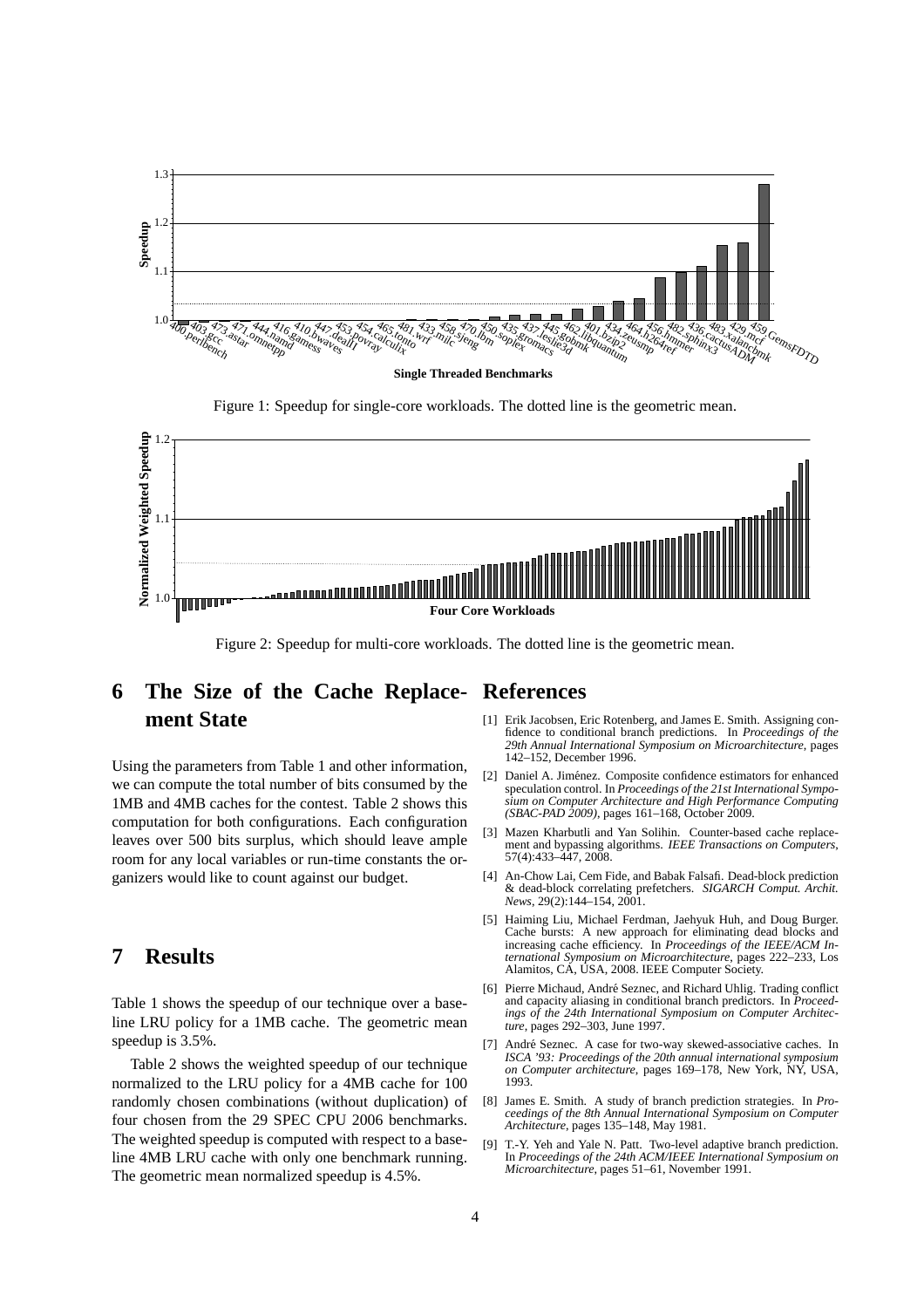1.3

1.2

1.1

1.0

Speedup

400.perlbench 403.gcc 473.astar 471.omnetpp 444.namd 416.gamess 410.bwaves 447.dealII 453.povray 454.calculix 465.tonto 481.wrf 433.milc 458.sjeng 470.lbm 450.soplex 435.gromacs 437.leslie3d 445.gobmk 462.libquantum 401.bzip2 434.zeusmp 464.h264ref 456.hmmer 482.sphinx3 436.cactusADM 483.xalancbmk 429.mcf 459.GemsFDTD

**Single Threaded Benchmarks**

Figure 1: Speedup for single-core workloads. The dotted line is the geometric mean.

1.2

1.1

1.0

**Normalized Weighted Speedup**

**Four Core Workloads**

Figure 2: Speedup for multi-core workloads. The dotted line is the geometric mean.

# 6 The Size of the Cache Replacement State

Using the parameters from Table 1 and other information, we can compute the total number of bits consumed by the 1MB and 4MB caches for the contest. Table 2 shows this computation for both configurations. Each configuration leaves over 500 bits surplus, which should leave ample room for any local variables or run-time constants the organizers would like to count against our budget.

# 7 Results

Table 1 shows the speedup of our technique over a baseline LRU policy for a 1MB cache. The geometric mean speedup is 3.5%.

Table 2 shows the weighted speedup of our technique normalized to the LRU policy for a 4MB cache for 100 randomly chosen combinations (without duplication) of four chosen from the 29 SPEC CPU 2006 benchmarks. The weighted speedup is computed with respect to a baseline 4MB LRU cache with only one benchmark running. The geometric mean normalized speedup is 4.5%.

# References

[1] Erik Jacobsen, Eric Rotenberg, and James E. Smith. Assigning confidence to conditional branch predictions. In *Proceedings of the 29th Annual International Symposium on Microarchitecture*, pages 142–152, December 1996.

[2] Daniel A. Jiménez. Composite confidence estimators for enhanced speculation control. In *Proceedings of the 21st International Symposium on Computer Architecture and High Performance Computing (SBAC-PAD 2009)*, pages 161–168, October 2009.

[3] Mazen Kharbutli and Yan Solihin. Counter-based cache replacement and bypassing algorithms. *IEEE Transactions on Computers*, 57(4):433–447, 2008.

[4] An-Chow Lai, Cem Fide, and Babak Falsafi. Dead-block prediction & dead-block correlating prefetchers. *SIGARCH Comput. Archit. News*, 29(2):144–154, 2001.

[5] Haiming Liu, Michael Ferdman, Jaehyuk Huh, and Doug Burger. Cache bursts: A new approach for eliminating dead blocks and increasing cache efficiency. In *Proceedings of the IEEE/ACM International Symposium on Microarchitecture*, pages 222–233, Los Alamitos, CA, USA, 2008. IEEE Computer Society.

[6] Pierre Michaud, André Seznec, and Richard Uhlig. Trading conflict and capacity aliasing in conditional branch predictors. In *Proceedings of the 24th International Symposium on Computer Architecture*, pages 292–303, June 1997.

[7] André Seznec. A case for two-way skewed-associative caches. In *ISCA '93: Proceedings of the 20th annual international symposium on Computer architecture*, pages 169–178, New York, NY, USA, 1993.

[8] James E. Smith. A study of branch prediction strategies. In *Proceedings of the 8th Annual International Symposium on Computer Architecture*, pages 135–148, May 1981.

[9] T.-Y. Yeh and Yale N. Patt. Two-level adaptive branch prediction. In *Proceedings of the 24th ACM/IEEE International Symposium on Microarchitecture*, pages 51–61, November 1991.